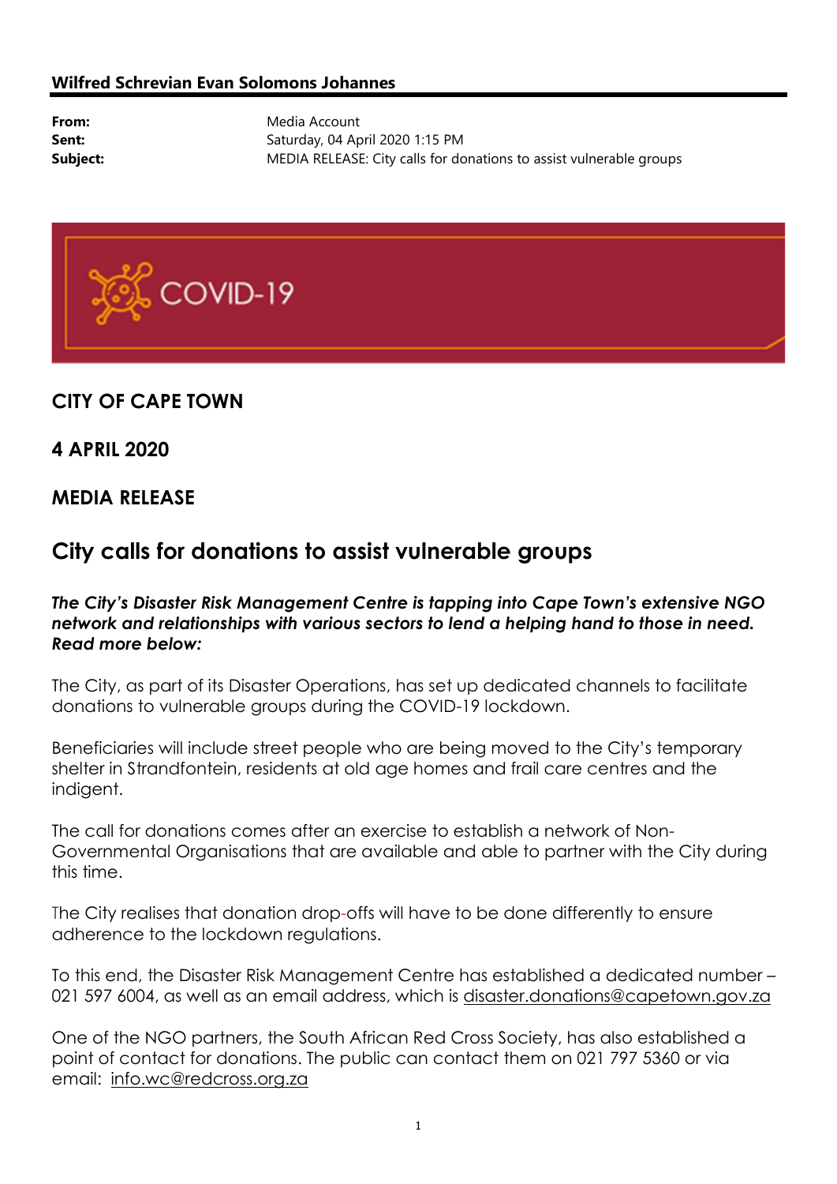**Wilfred Schrevian Evan Solomons Johannes**

**From:** Media Account
**Sent:** Saturday, 04 April 2020 1:15 PM
**Subject:** MEDIA RELEASE: City calls for donations to assist vulnerable groups

COVID-19

## CITY OF CAPE TOWN

## 4 APRIL 2020

## MEDIA RELEASE

# City calls for donations to assist vulnerable groups

***The City's Disaster Risk Management Centre is tapping into Cape Town's extensive NGO network and relationships with various sectors to lend a helping hand to those in need. Read more below:***

The City, as part of its Disaster Operations, has set up dedicated channels to facilitate donations to vulnerable groups during the COVID-19 lockdown.

Beneficiaries will include street people who are being moved to the City's temporary shelter in Strandfontein, residents at old age homes and frail care centres and the indigent.

The call for donations comes after an exercise to establish a network of Non-Governmental Organisations that are available and able to partner with the City during this time.

The City realises that donation drop-offs will have to be done differently to ensure adherence to the lockdown regulations.

To this end, the Disaster Risk Management Centre has established a dedicated number – 021 597 6004, as well as an email address, which is disaster.donations@capetown.gov.za

One of the NGO partners, the South African Red Cross Society, has also established a point of contact for donations. The public can contact them on 021 797 5360 or via email: info.wc@redcross.org.za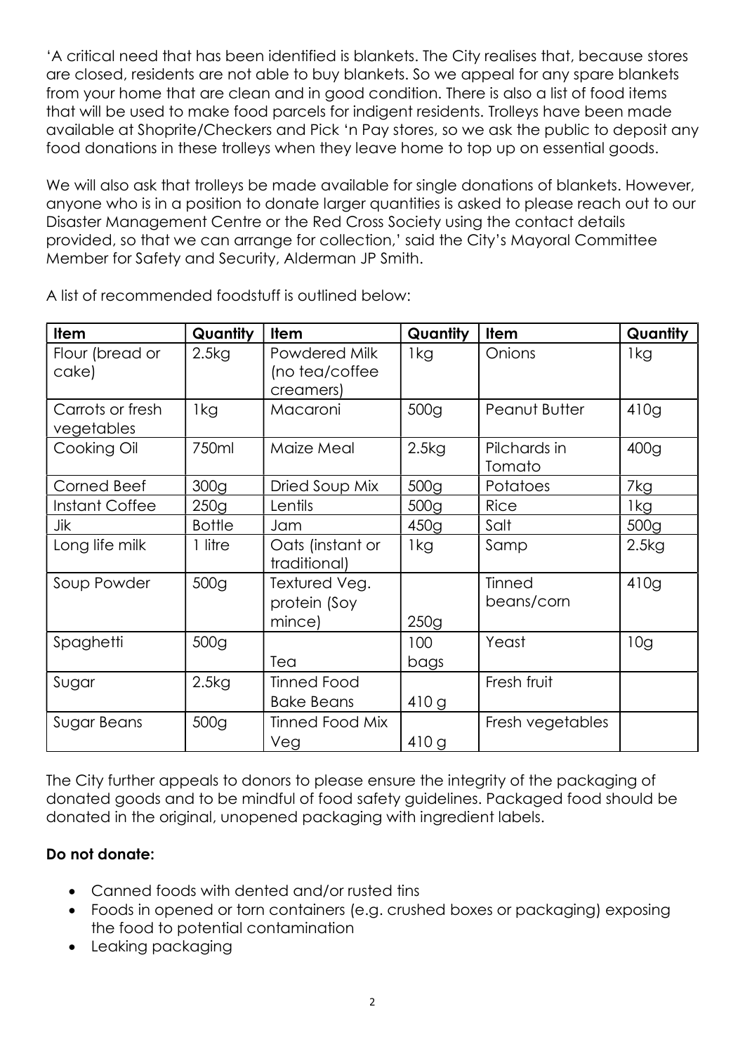'A critical need that has been identified is blankets. The City realises that, because stores are closed, residents are not able to buy blankets. So we appeal for any spare blankets from your home that are clean and in good condition. There is also a list of food items that will be used to make food parcels for indigent residents. Trolleys have been made available at Shoprite/Checkers and Pick 'n Pay stores, so we ask the public to deposit any food donations in these trolleys when they leave home to top up on essential goods.

We will also ask that trolleys be made available for single donations of blankets. However, anyone who is in a position to donate larger quantities is asked to please reach out to our Disaster Management Centre or the Red Cross Society using the contact details provided, so that we can arrange for collection,' said the City's Mayoral Committee Member for Safety and Security, Alderman JP Smith.

A list of recommended foodstuff is outlined below:

| Item | Quantity | Item | Quantity | Item | Quantity |
|---|---|---|---|---|---|
| Flour (bread or cake) | 2.5kg | Powdered Milk (no tea/coffee creamers) | 1kg | Onions | 1kg |
| Carrots or fresh vegetables | 1kg | Macaroni | 500g | Peanut Butter | 410g |
| Cooking Oil | 750ml | Maize Meal | 2.5kg | Pilchards in Tomato | 400g |
| Corned Beef | 300g | Dried Soup Mix | 500g | Potatoes | 7kg |
| Instant Coffee | 250g | Lentils | 500g | Rice | 1kg |
| Jik | Bottle | Jam | 450g | Salt | 500g |
| Long life milk | 1 litre | Oats (instant or traditional) | 1kg | Samp | 2.5kg |
| Soup Powder | 500g | Textured Veg. protein (Soy mince) | 250g | Tinned beans/corn | 410g |
| Spaghetti | 500g | Tea | 100 bags | Yeast | 10g |
| Sugar | 2.5kg | Tinned Food Bake Beans | 410 g | Fresh fruit | |
| Sugar Beans | 500g | Tinned Food Mix Veg | 410 g | Fresh vegetables | |

The City further appeals to donors to please ensure the integrity of the packaging of donated goods and to be mindful of food safety guidelines. Packaged food should be donated in the original, unopened packaging with ingredient labels.

**Do not donate:**

- Canned foods with dented and/or rusted tins
- Foods in opened or torn containers (e.g. crushed boxes or packaging) exposing the food to potential contamination
- Leaking packaging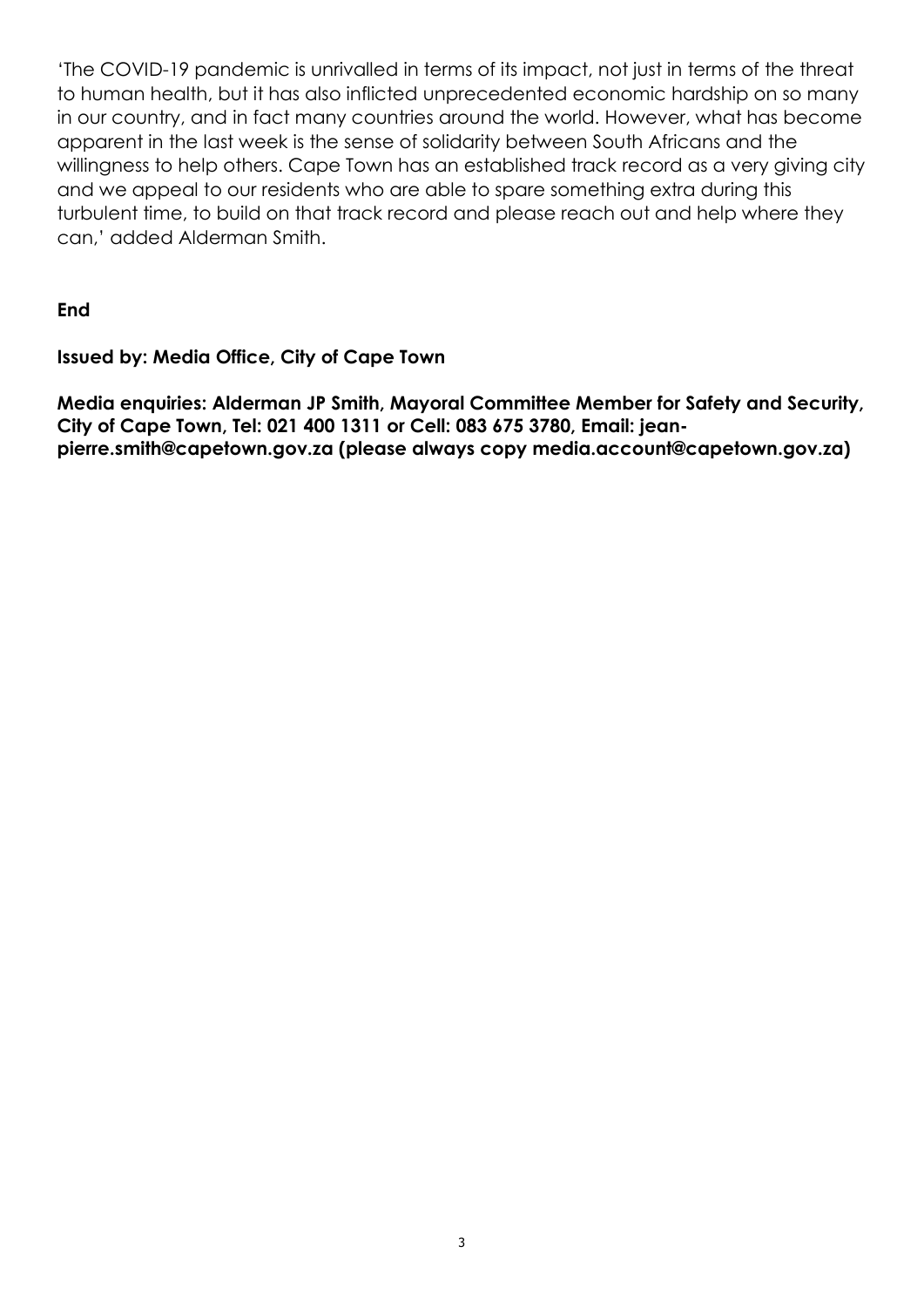'The COVID-19 pandemic is unrivalled in terms of its impact, not just in terms of the threat to human health, but it has also inflicted unprecedented economic hardship on so many in our country, and in fact many countries around the world. However, what has become apparent in the last week is the sense of solidarity between South Africans and the willingness to help others. Cape Town has an established track record as a very giving city and we appeal to our residents who are able to spare something extra during this turbulent time, to build on that track record and please reach out and help where they can,' added Alderman Smith.

**End**

**Issued by: Media Office, City of Cape Town**

**Media enquiries: Alderman JP Smith, Mayoral Committee Member for Safety and Security, City of Cape Town, Tel: 021 400 1311 or Cell: 083 675 3780, Email: jean-pierre.smith@capetown.gov.za (please always copy media.account@capetown.gov.za)**